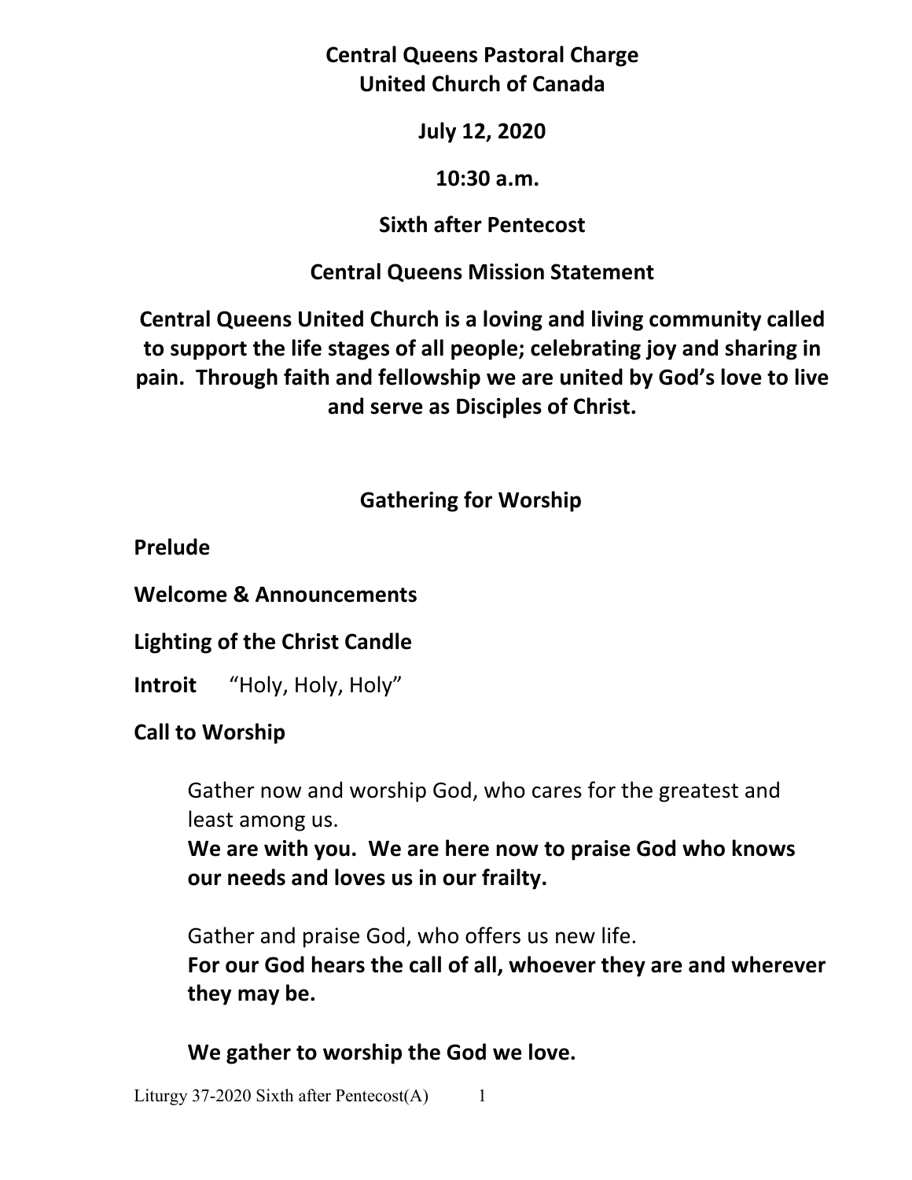# Central Queens Pastoral Charge
# United Church of Canada

**July 12, 2020**

**10:30 a.m.**

**Sixth after Pentecost**

## Central Queens Mission Statement

**Central Queens United Church is a loving and living community called to support the life stages of all people; celebrating joy and sharing in pain. Through faith and fellowship we are united by God's love to live and serve as Disciples of Christ.**

## Gathering for Worship

**Prelude**

**Welcome & Announcements**

**Lighting of the Christ Candle**

**Introit** "Holy, Holy, Holy"

**Call to Worship**

> Gather now and worship God, who cares for the greatest and least among us.
> **We are with you. We are here now to praise God who knows our needs and loves us in our frailty.**
>
> Gather and praise God, who offers us new life.
> **For our God hears the call of all, whoever they are and wherever they may be.**
>
> **We gather to worship the God we love.**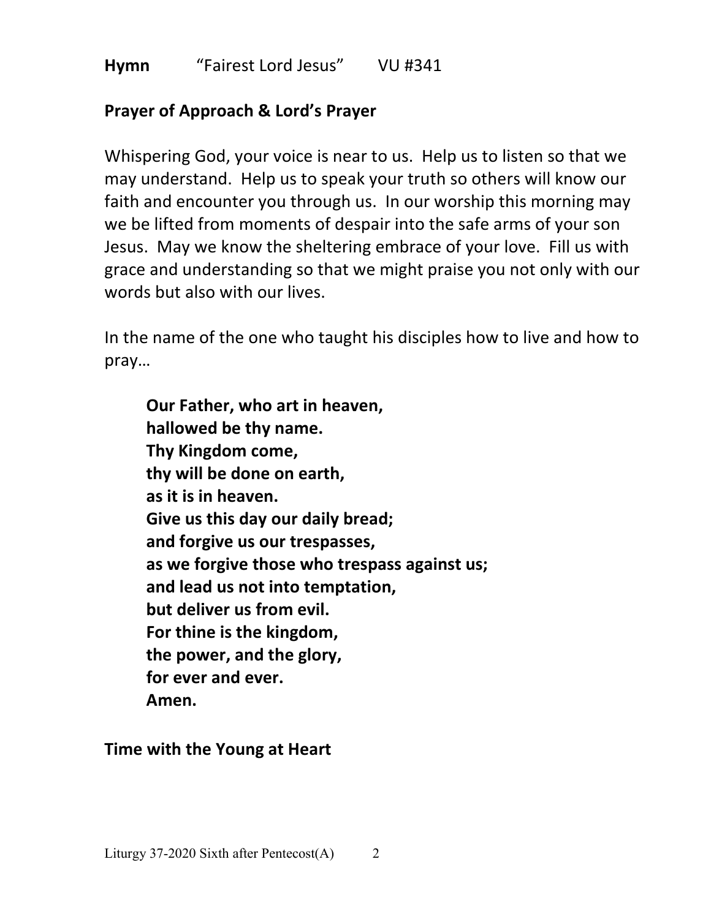**Hymn** “Fairest Lord Jesus” VU #341

**Prayer of Approach & Lord's Prayer**

Whispering God, your voice is near to us. Help us to listen so that we may understand. Help us to speak your truth so others will know our faith and encounter you through us. In our worship this morning may we be lifted from moments of despair into the safe arms of your son Jesus. May we know the sheltering embrace of your love. Fill us with grace and understanding so that we might praise you not only with our words but also with our lives.

In the name of the one who taught his disciples how to live and how to pray…

> **Our Father, who art in heaven,**
> **hallowed be thy name.**
> **Thy Kingdom come,**
> **thy will be done on earth,**
> **as it is in heaven.**
> **Give us this day our daily bread;**
> **and forgive us our trespasses,**
> **as we forgive those who trespass against us;**
> **and lead us not into temptation,**
> **but deliver us from evil.**
> **For thine is the kingdom,**
> **the power, and the glory,**
> **for ever and ever.**
> **Amen.**

**Time with the Young at Heart**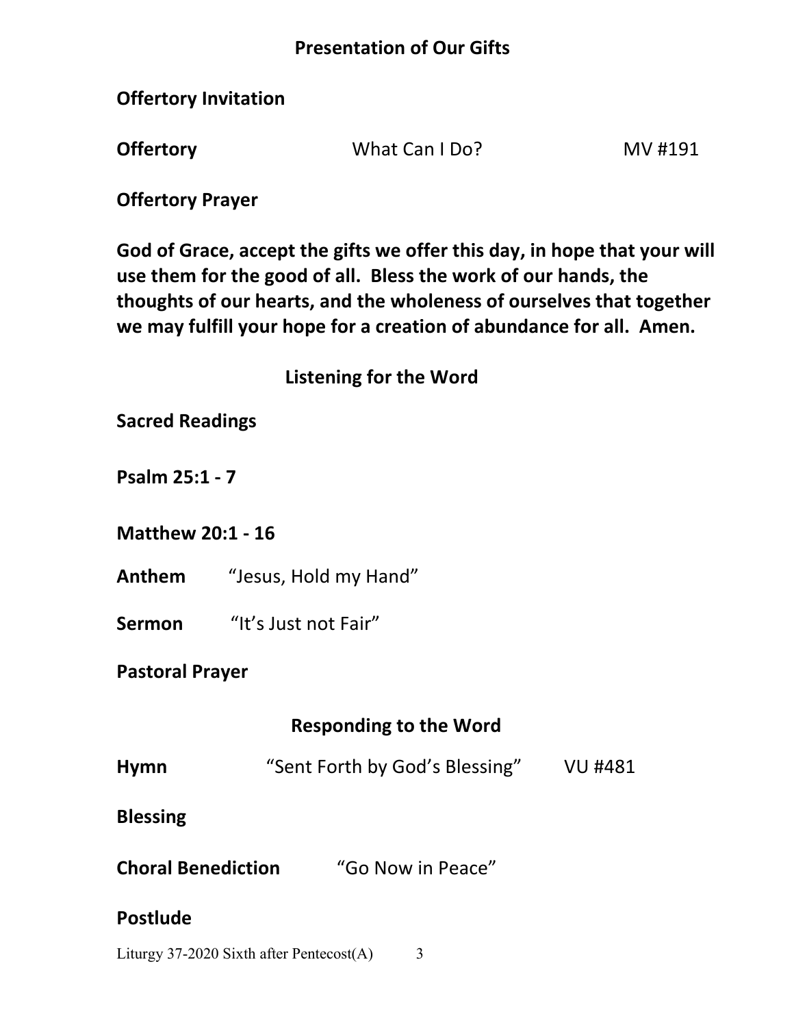## Presentation of Our Gifts

**Offertory Invitation**

**Offertory** What Can I Do? MV #191

**Offertory Prayer**

**God of Grace, accept the gifts we offer this day, in hope that your will use them for the good of all. Bless the work of our hands, the thoughts of our hearts, and the wholeness of ourselves that together we may fulfill your hope for a creation of abundance for all. Amen.**

## Listening for the Word

**Sacred Readings**

**Psalm 25:1 - 7**

**Matthew 20:1 - 16**

**Anthem** "Jesus, Hold my Hand"

**Sermon** "It's Just not Fair"

**Pastoral Prayer**

## Responding to the Word

**Hymn** "Sent Forth by God's Blessing" VU #481

**Blessing**

**Choral Benediction** "Go Now in Peace"

**Postlude**